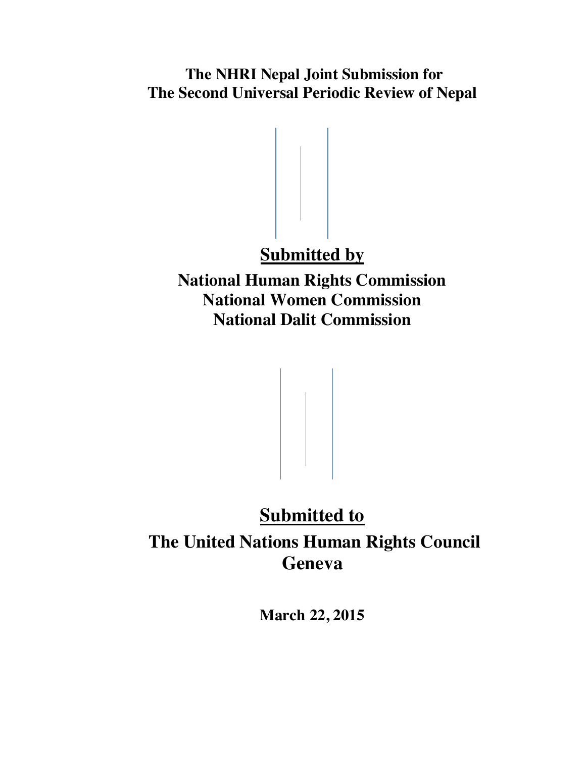# The NHRI Nepal Joint Submission for The Second Universal Periodic Review of Nepal

## Submitted by

**National Human Rights Commission**
**National Women Commission**
**National Dalit Commission**

## Submitted to

**The United Nations Human Rights Council**
**Geneva**

**March 22, 2015**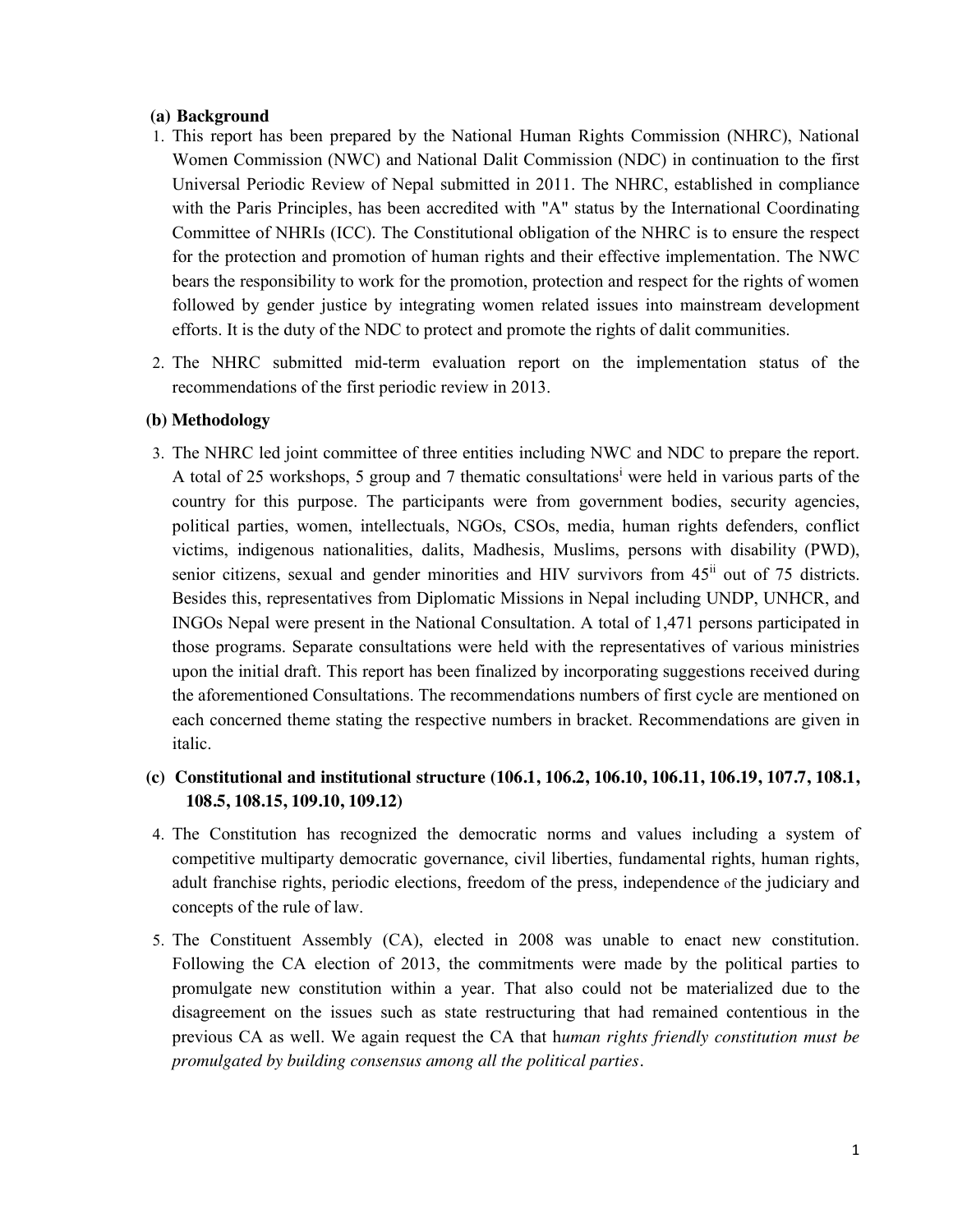## (a) Background

1. This report has been prepared by the National Human Rights Commission (NHRC), National Women Commission (NWC) and National Dalit Commission (NDC) in continuation to the first Universal Periodic Review of Nepal submitted in 2011. The NHRC, established in compliance with the Paris Principles, has been accredited with "A" status by the International Coordinating Committee of NHRIs (ICC). The Constitutional obligation of the NHRC is to ensure the respect for the protection and promotion of human rights and their effective implementation. The NWC bears the responsibility to work for the promotion, protection and respect for the rights of women followed by gender justice by integrating women related issues into mainstream development efforts. It is the duty of the NDC to protect and promote the rights of dalit communities.

2. The NHRC submitted mid-term evaluation report on the implementation status of the recommendations of the first periodic review in 2013.

## (b) Methodology

3. The NHRC led joint committee of three entities including NWC and NDC to prepare the report. A total of 25 workshops, 5 group and 7 thematic consultations[i] were held in various parts of the country for this purpose. The participants were from government bodies, security agencies, political parties, women, intellectuals, NGOs, CSOs, media, human rights defenders, conflict victims, indigenous nationalities, dalits, Madhesis, Muslims, persons with disability (PWD), senior citizens, sexual and gender minorities and HIV survivors from 45[ii] out of 75 districts. Besides this, representatives from Diplomatic Missions in Nepal including UNDP, UNHCR, and INGOs Nepal were present in the National Consultation. A total of 1,471 persons participated in those programs. Separate consultations were held with the representatives of various ministries upon the initial draft. This report has been finalized by incorporating suggestions received during the aforementioned Consultations. The recommendations numbers of first cycle are mentioned on each concerned theme stating the respective numbers in bracket. Recommendations are given in italic.

## (c) Constitutional and institutional structure (106.1, 106.2, 106.10, 106.11, 106.19, 107.7, 108.1, 108.5, 108.15, 109.10, 109.12)

4. The Constitution has recognized the democratic norms and values including a system of competitive multiparty democratic governance, civil liberties, fundamental rights, human rights, adult franchise rights, periodic elections, freedom of the press, independence of the judiciary and concepts of the rule of law.

5. The Constituent Assembly (CA), elected in 2008 was unable to enact new constitution. Following the CA election of 2013, the commitments were made by the political parties to promulgate new constitution within a year. That also could not be materialized due to the disagreement on the issues such as state restructuring that had remained contentious in the previous CA as well. We again request the CA that h*uman rights friendly constitution must be promulgated by building consensus among all the political parties*.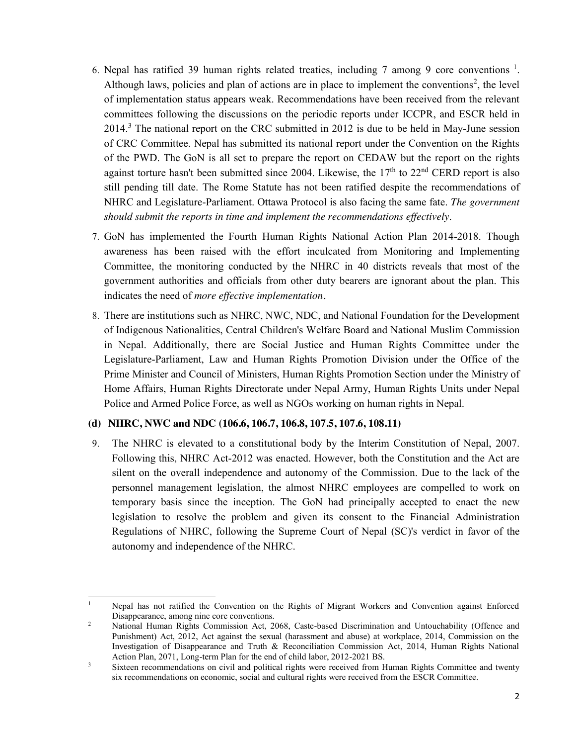6. Nepal has ratified 39 human rights related treaties, including 7 among 9 core conventions [1]. Although laws, policies and plan of actions are in place to implement the conventions[2], the level of implementation status appears weak. Recommendations have been received from the relevant committees following the discussions on the periodic reports under ICCPR, and ESCR held in 2014.[3] The national report on the CRC submitted in 2012 is due to be held in May-June session of CRC Committee. Nepal has submitted its national report under the Convention on the Rights of the PWD. The GoN is all set to prepare the report on CEDAW but the report on the rights against torture hasn't been submitted since 2004. Likewise, the 17th to 22nd CERD report is also still pending till date. The Rome Statute has not been ratified despite the recommendations of NHRC and Legislature-Parliament. Ottawa Protocol is also facing the same fate. *The government should submit the reports in time and implement the recommendations effectively*.

7. GoN has implemented the Fourth Human Rights National Action Plan 2014-2018. Though awareness has been raised with the effort inculcated from Monitoring and Implementing Committee, the monitoring conducted by the NHRC in 40 districts reveals that most of the government authorities and officials from other duty bearers are ignorant about the plan. This indicates the need of *more effective implementation*.

8. There are institutions such as NHRC, NWC, NDC, and National Foundation for the Development of Indigenous Nationalities, Central Children's Welfare Board and National Muslim Commission in Nepal. Additionally, there are Social Justice and Human Rights Committee under the Legislature-Parliament, Law and Human Rights Promotion Division under the Office of the Prime Minister and Council of Ministers, Human Rights Promotion Section under the Ministry of Home Affairs, Human Rights Directorate under Nepal Army, Human Rights Units under Nepal Police and Armed Police Force, as well as NGOs working on human rights in Nepal.

**(d) NHRC, NWC and NDC (106.6, 106.7, 106.8, 107.5, 107.6, 108.11)**

9. The NHRC is elevated to a constitutional body by the Interim Constitution of Nepal, 2007. Following this, NHRC Act-2012 was enacted. However, both the Constitution and the Act are silent on the overall independence and autonomy of the Commission. Due to the lack of the personnel management legislation, the almost NHRC employees are compelled to work on temporary basis since the inception. The GoN had principally accepted to enact the new legislation to resolve the problem and given its consent to the Financial Administration Regulations of NHRC, following the Supreme Court of Nepal (SC)'s verdict in favor of the autonomy and independence of the NHRC.

---

[1] Nepal has not ratified the Convention on the Rights of Migrant Workers and Convention against Enforced Disappearance, among nine core conventions.

[2] National Human Rights Commission Act, 2068, Caste-based Discrimination and Untouchability (Offence and Punishment) Act, 2012, Act against the sexual (harassment and abuse) at workplace, 2014, Commission on the Investigation of Disappearance and Truth & Reconciliation Commission Act, 2014, Human Rights National Action Plan, 2071, Long-term Plan for the end of child labor, 2012-2021 BS.

[3] Sixteen recommendations on civil and political rights were received from Human Rights Committee and twenty six recommendations on economic, social and cultural rights were received from the ESCR Committee.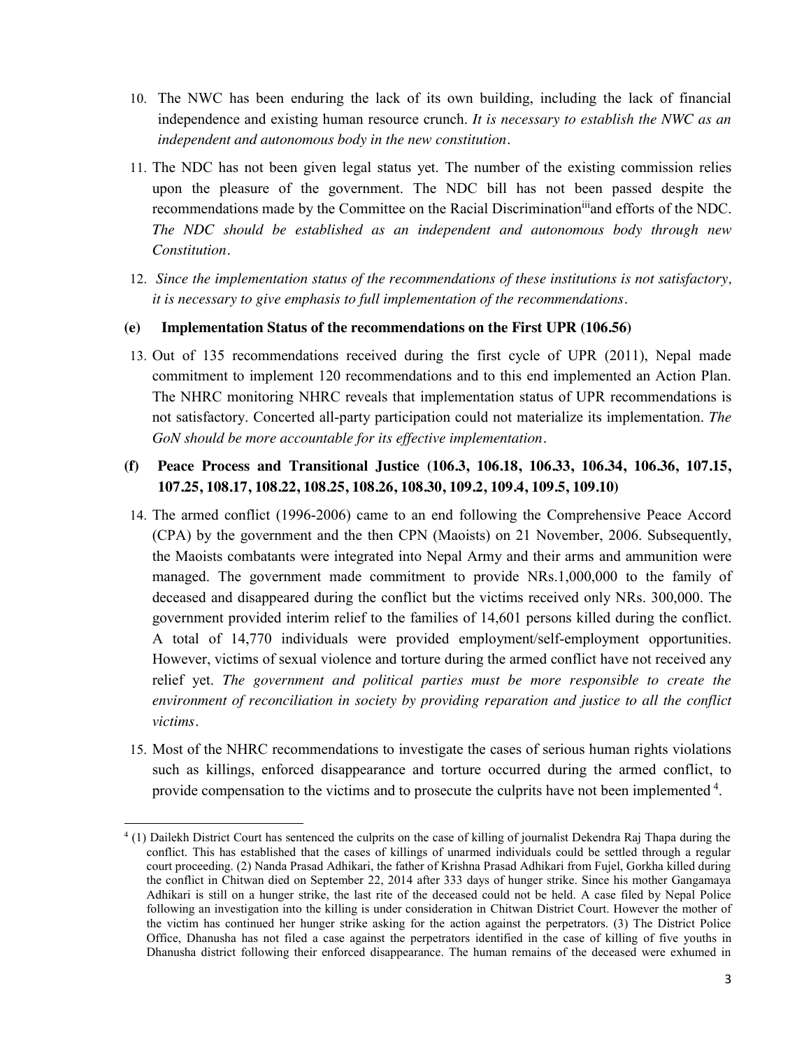10. The NWC has been enduring the lack of its own building, including the lack of financial independence and existing human resource crunch. *It is necessary to establish the NWC as an independent and autonomous body in the new constitution*.

11. The NDC has not been given legal status yet. The number of the existing commission relies upon the pleasure of the government. The NDC bill has not been passed despite the recommendations made by the Committee on the Racial Discrimination[iii] and efforts of the NDC. *The NDC should be established as an independent and autonomous body through new Constitution*.

12. *Since the implementation status of the recommendations of these institutions is not satisfactory, it is necessary to give emphasis to full implementation of the recommendations*.

**(e) Implementation Status of the recommendations on the First UPR (106.56)**

13. Out of 135 recommendations received during the first cycle of UPR (2011), Nepal made commitment to implement 120 recommendations and to this end implemented an Action Plan. The NHRC monitoring NHRC reveals that implementation status of UPR recommendations is not satisfactory. Concerted all-party participation could not materialize its implementation. *The GoN should be more accountable for its effective implementation*.

**(f) Peace Process and Transitional Justice (106.3, 106.18, 106.33, 106.34, 106.36, 107.15, 107.25, 108.17, 108.22, 108.25, 108.26, 108.30, 109.2, 109.4, 109.5, 109.10)**

14. The armed conflict (1996-2006) came to an end following the Comprehensive Peace Accord (CPA) by the government and the then CPN (Maoists) on 21 November, 2006. Subsequently, the Maoists combatants were integrated into Nepal Army and their arms and ammunition were managed. The government made commitment to provide NRs.1,000,000 to the family of deceased and disappeared during the conflict but the victims received only NRs. 300,000. The government provided interim relief to the families of 14,601 persons killed during the conflict. A total of 14,770 individuals were provided employment/self-employment opportunities. However, victims of sexual violence and torture during the armed conflict have not received any relief yet. *The government and political parties must be more responsible to create the environment of reconciliation in society by providing reparation and justice to all the conflict victims*.

15. Most of the NHRC recommendations to investigate the cases of serious human rights violations such as killings, enforced disappearance and torture occurred during the armed conflict, to provide compensation to the victims and to prosecute the culprits have not been implemented [4].

---

[4] (1) Dailekh District Court has sentenced the culprits on the case of killing of journalist Dekendra Raj Thapa during the conflict. This has established that the cases of killings of unarmed individuals could be settled through a regular court proceeding. (2) Nanda Prasad Adhikari, the father of Krishna Prasad Adhikari from Fujel, Gorkha killed during the conflict in Chitwan died on September 22, 2014 after 333 days of hunger strike. Since his mother Gangamaya Adhikari is still on a hunger strike, the last rite of the deceased could not be held. A case filed by Nepal Police following an investigation into the killing is under consideration in Chitwan District Court. However the mother of the victim has continued her hunger strike asking for the action against the perpetrators. (3) The District Police Office, Dhanusha has not filed a case against the perpetrators identified in the case of killing of five youths in Dhanusha district following their enforced disappearance. The human remains of the deceased were exhumed in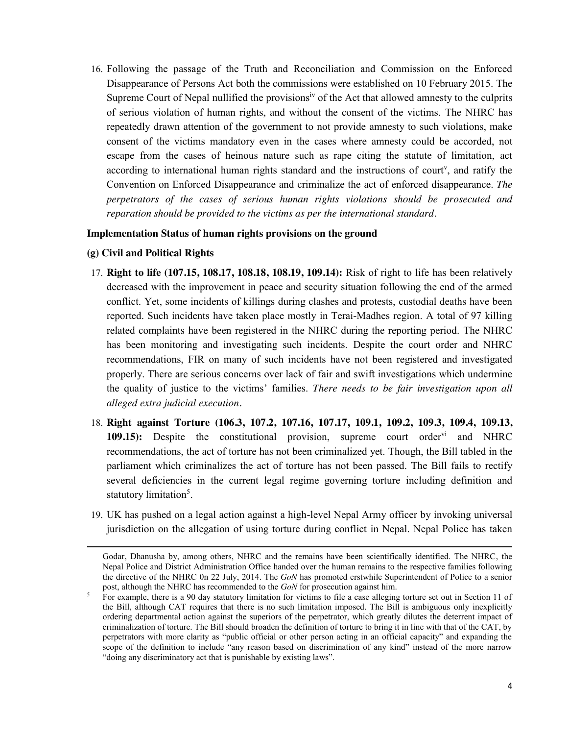16. Following the passage of the Truth and Reconciliation and Commission on the Enforced Disappearance of Persons Act both the commissions were established on 10 February 2015. The Supreme Court of Nepal nullified the provisions[iv] of the Act that allowed amnesty to the culprits of serious violation of human rights, and without the consent of the victims. The NHRC has repeatedly drawn attention of the government to not provide amnesty to such violations, make consent of the victims mandatory even in the cases where amnesty could be accorded, not escape from the cases of heinous nature such as rape citing the statute of limitation, act according to international human rights standard and the instructions of court[v], and ratify the Convention on Enforced Disappearance and criminalize the act of enforced disappearance. *The perpetrators of the cases of serious human rights violations should be prosecuted and reparation should be provided to the victims as per the international standard*.

**Implementation Status of human rights provisions on the ground**

**(g) Civil and Political Rights**

17. **Right to life (107.15, 108.17, 108.18, 108.19, 109.14):** Risk of right to life has been relatively decreased with the improvement in peace and security situation following the end of the armed conflict. Yet, some incidents of killings during clashes and protests, custodial deaths have been reported. Such incidents have taken place mostly in Terai-Madhes region. A total of 97 killing related complaints have been registered in the NHRC during the reporting period. The NHRC has been monitoring and investigating such incidents. Despite the court order and NHRC recommendations, FIR on many of such incidents have not been registered and investigated properly. There are serious concerns over lack of fair and swift investigations which undermine the quality of justice to the victims' families. *There needs to be fair investigation upon all alleged extra judicial execution*.

18. **Right against Torture (106.3, 107.2, 107.16, 107.17, 109.1, 109.2, 109.3, 109.4, 109.13, 109.15):** Despite the constitutional provision, supreme court order[vi] and NHRC recommendations, the act of torture has not been criminalized yet. Though, the Bill tabled in the parliament which criminalizes the act of torture has not been passed. The Bill fails to rectify several deficiencies in the current legal regime governing torture including definition and statutory limitation[5].

19. UK has pushed on a legal action against a high-level Nepal Army officer by invoking universal jurisdiction on the allegation of using torture during conflict in Nepal. Nepal Police has taken

---

Godar, Dhanusha by, among others, NHRC and the remains have been scientifically identified. The NHRC, the Nepal Police and District Administration Office handed over the human remains to the respective families following the directive of the NHRC 0n 22 July, 2014. The *GoN* has promoted erstwhile Superintendent of Police to a senior post, although the NHRC has recommended to the *GoN* for prosecution against him.

[5] For example, there is a 90 day statutory limitation for victims to file a case alleging torture set out in Section 11 of the Bill, although CAT requires that there is no such limitation imposed. The Bill is ambiguous only inexplicitly ordering departmental action against the superiors of the perpetrator, which greatly dilutes the deterrent impact of criminalization of torture. The Bill should broaden the definition of torture to bring it in line with that of the CAT, by perpetrators with more clarity as "public official or other person acting in an official capacity" and expanding the scope of the definition to include "any reason based on discrimination of any kind" instead of the more narrow "doing any discriminatory act that is punishable by existing laws".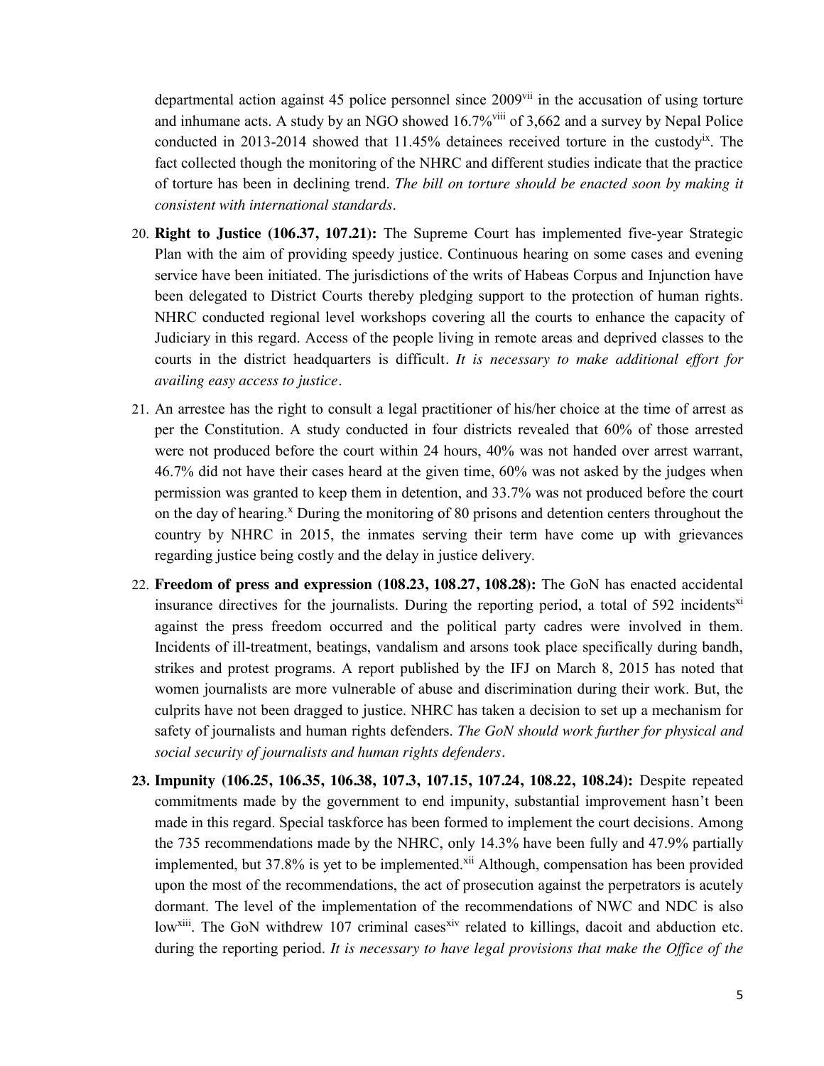departmental action against 45 police personnel since 2009[vii] in the accusation of using torture and inhumane acts. A study by an NGO showed 16.7%[viii] of 3,662 and a survey by Nepal Police conducted in 2013-2014 showed that 11.45% detainees received torture in the custody[ix]. The fact collected though the monitoring of the NHRC and different studies indicate that the practice of torture has been in declining trend. *The bill on torture should be enacted soon by making it consistent with international standards*.

20. **Right to Justice (106.37, 107.21):** The Supreme Court has implemented five-year Strategic Plan with the aim of providing speedy justice. Continuous hearing on some cases and evening service have been initiated. The jurisdictions of the writs of Habeas Corpus and Injunction have been delegated to District Courts thereby pledging support to the protection of human rights. NHRC conducted regional level workshops covering all the courts to enhance the capacity of Judiciary in this regard. Access of the people living in remote areas and deprived classes to the courts in the district headquarters is difficult. *It is necessary to make additional effort for availing easy access to justice*.

21. An arrestee has the right to consult a legal practitioner of his/her choice at the time of arrest as per the Constitution. A study conducted in four districts revealed that 60% of those arrested were not produced before the court within 24 hours, 40% was not handed over arrest warrant, 46.7% did not have their cases heard at the given time, 60% was not asked by the judges when permission was granted to keep them in detention, and 33.7% was not produced before the court on the day of hearing.[x] During the monitoring of 80 prisons and detention centers throughout the country by NHRC in 2015, the inmates serving their term have come up with grievances regarding justice being costly and the delay in justice delivery.

22. **Freedom of press and expression (108.23, 108.27, 108.28):** The GoN has enacted accidental insurance directives for the journalists. During the reporting period, a total of 592 incidents[xi] against the press freedom occurred and the political party cadres were involved in them. Incidents of ill-treatment, beatings, vandalism and arsons took place specifically during bandh, strikes and protest programs. A report published by the IFJ on March 8, 2015 has noted that women journalists are more vulnerable of abuse and discrimination during their work. But, the culprits have not been dragged to justice. NHRC has taken a decision to set up a mechanism for safety of journalists and human rights defenders. *The GoN should work further for physical and social security of journalists and human rights defenders*.

23. **Impunity (106.25, 106.35, 106.38, 107.3, 107.15, 107.24, 108.22, 108.24):** Despite repeated commitments made by the government to end impunity, substantial improvement hasn't been made in this regard. Special taskforce has been formed to implement the court decisions. Among the 735 recommendations made by the NHRC, only 14.3% have been fully and 47.9% partially implemented, but 37.8% is yet to be implemented.[xii] Although, compensation has been provided upon the most of the recommendations, the act of prosecution against the perpetrators is acutely dormant. The level of the implementation of the recommendations of NWC and NDC is also low[xiii]. The GoN withdrew 107 criminal cases[xiv] related to killings, dacoit and abduction etc. during the reporting period. *It is necessary to have legal provisions that make the Office of the*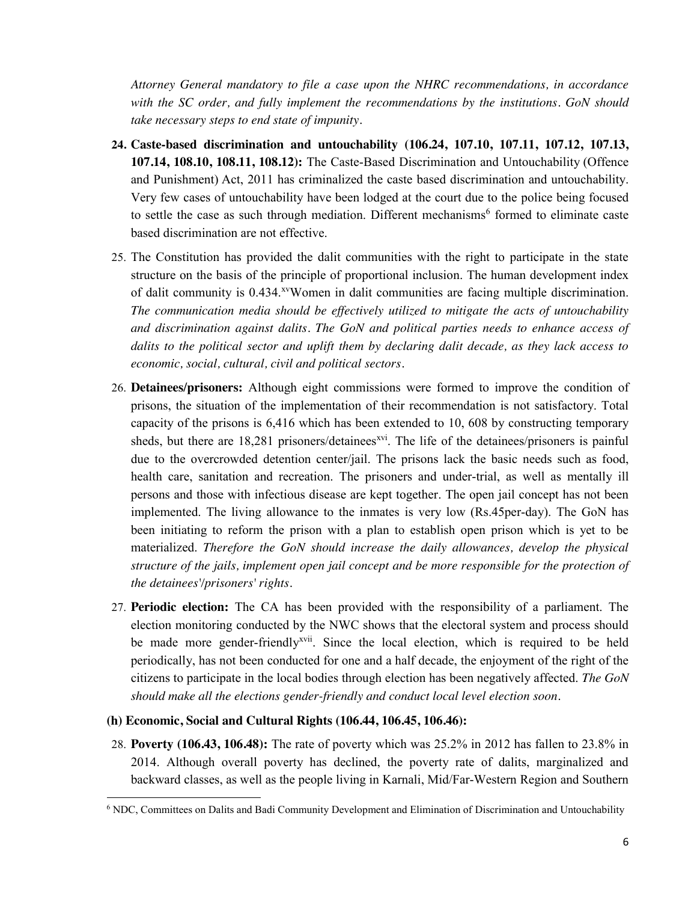*Attorney General mandatory to file a case upon the NHRC recommendations, in accordance with the SC order, and fully implement the recommendations by the institutions. GoN should take necessary steps to end state of impunity.*

24. **Caste-based discrimination and untouchability (106.24, 107.10, 107.11, 107.12, 107.13, 107.14, 108.10, 108.11, 108.12):** The Caste-Based Discrimination and Untouchability (Offence and Punishment) Act, 2011 has criminalized the caste based discrimination and untouchability. Very few cases of untouchability have been lodged at the court due to the police being focused to settle the case as such through mediation. Different mechanisms[6] formed to eliminate caste based discrimination are not effective.

25. The Constitution has provided the dalit communities with the right to participate in the state structure on the basis of the principle of proportional inclusion. The human development index of dalit community is 0.434.[xv]Women in dalit communities are facing multiple discrimination. *The communication media should be effectively utilized to mitigate the acts of untouchability and discrimination against dalits. The GoN and political parties needs to enhance access of dalits to the political sector and uplift them by declaring dalit decade, as they lack access to economic, social, cultural, civil and political sectors.*

26. **Detainees/prisoners:** Although eight commissions were formed to improve the condition of prisons, the situation of the implementation of their recommendation is not satisfactory. Total capacity of the prisons is 6,416 which has been extended to 10, 608 by constructing temporary sheds, but there are 18,281 prisoners/detainees[xvi]. The life of the detainees/prisoners is painful due to the overcrowded detention center/jail. The prisons lack the basic needs such as food, health care, sanitation and recreation. The prisoners and under-trial, as well as mentally ill persons and those with infectious disease are kept together. The open jail concept has not been implemented. The living allowance to the inmates is very low (Rs.45per-day). The GoN has been initiating to reform the prison with a plan to establish open prison which is yet to be materialized. *Therefore the GoN should increase the daily allowances, develop the physical structure of the jails, implement open jail concept and be more responsible for the protection of the detainees'/prisoners' rights.*

27. **Periodic election:** The CA has been provided with the responsibility of a parliament. The election monitoring conducted by the NWC shows that the electoral system and process should be made more gender-friendly[xvii]. Since the local election, which is required to be held periodically, has not been conducted for one and a half decade, the enjoyment of the right of the citizens to participate in the local bodies through election has been negatively affected. *The GoN should make all the elections gender-friendly and conduct local level election soon.*

**(h) Economic, Social and Cultural Rights (106.44, 106.45, 106.46):**

28. **Poverty (106.43, 106.48):** The rate of poverty which was 25.2% in 2012 has fallen to 23.8% in 2014. Although overall poverty has declined, the poverty rate of dalits, marginalized and backward classes, as well as the people living in Karnali, Mid/Far-Western Region and Southern

---

[6] NDC, Committees on Dalits and Badi Community Development and Elimination of Discrimination and Untouchability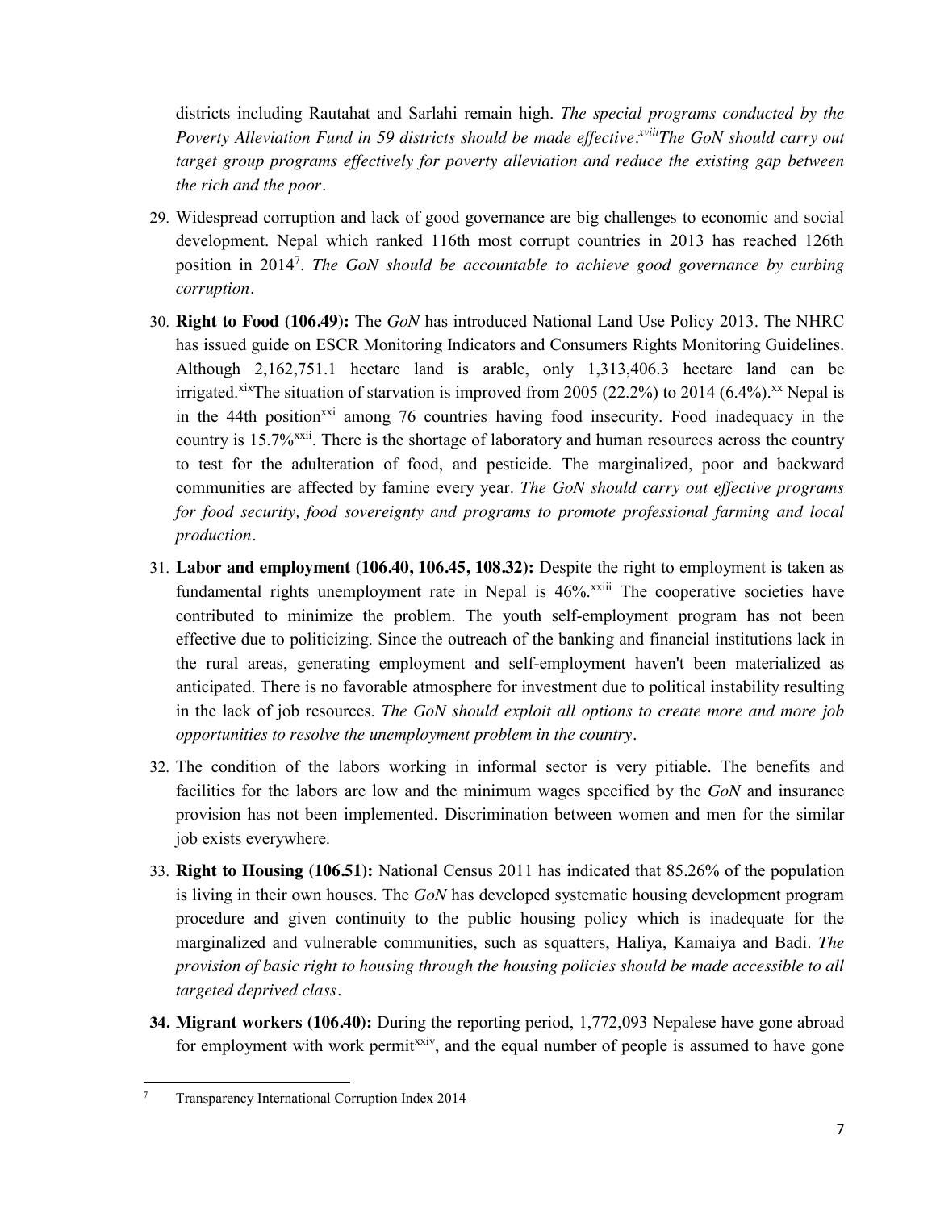districts including Rautahat and Sarlahi remain high. *The special programs conducted by the Poverty Alleviation Fund in 59 districts should be made effective.*[xviii]*The GoN should carry out target group programs effectively for poverty alleviation and reduce the existing gap between the rich and the poor*.

29. Widespread corruption and lack of good governance are big challenges to economic and social development. Nepal which ranked 116th most corrupt countries in 2013 has reached 126th position in 2014[7]. *The GoN should be accountable to achieve good governance by curbing corruption*.

30. **Right to Food (106.49):** The *GoN* has introduced National Land Use Policy 2013. The NHRC has issued guide on ESCR Monitoring Indicators and Consumers Rights Monitoring Guidelines. Although 2,162,751.1 hectare land is arable, only 1,313,406.3 hectare land can be irrigated.[xix]The situation of starvation is improved from 2005 (22.2%) to 2014 (6.4%).[xx] Nepal is in the 44th position[xxi] among 76 countries having food insecurity. Food inadequacy in the country is 15.7%[xxii]. There is the shortage of laboratory and human resources across the country to test for the adulteration of food, and pesticide. The marginalized, poor and backward communities are affected by famine every year. *The GoN should carry out effective programs for food security, food sovereignty and programs to promote professional farming and local production*.

31. **Labor and employment (106.40, 106.45, 108.32):** Despite the right to employment is taken as fundamental rights unemployment rate in Nepal is 46%.[xxiii] The cooperative societies have contributed to minimize the problem. The youth self-employment program has not been effective due to politicizing. Since the outreach of the banking and financial institutions lack in the rural areas, generating employment and self-employment haven't been materialized as anticipated. There is no favorable atmosphere for investment due to political instability resulting in the lack of job resources. *The GoN should exploit all options to create more and more job opportunities to resolve the unemployment problem in the country*.

32. The condition of the labors working in informal sector is very pitiable. The benefits and facilities for the labors are low and the minimum wages specified by the *GoN* and insurance provision has not been implemented. Discrimination between women and men for the similar job exists everywhere.

33. **Right to Housing (106.51):** National Census 2011 has indicated that 85.26% of the population is living in their own houses. The *GoN* has developed systematic housing development program procedure and given continuity to the public housing policy which is inadequate for the marginalized and vulnerable communities, such as squatters, Haliya, Kamaiya and Badi. *The provision of basic right to housing through the housing policies should be made accessible to all targeted deprived class*.

34. **Migrant workers (106.40):** During the reporting period, 1,772,093 Nepalese have gone abroad for employment with work permit[xxiv], and the equal number of people is assumed to have gone

---

[7] Transparency International Corruption Index 2014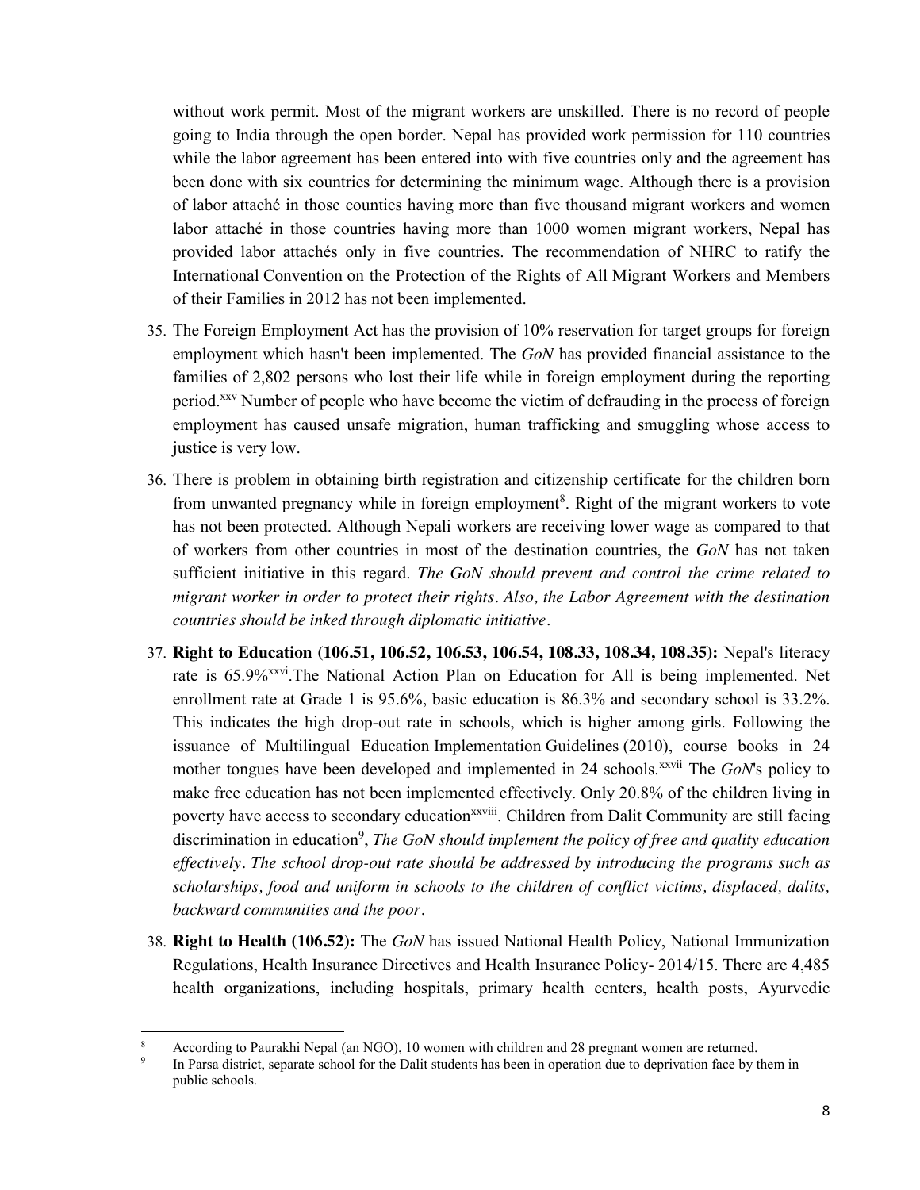without work permit. Most of the migrant workers are unskilled. There is no record of people going to India through the open border. Nepal has provided work permission for 110 countries while the labor agreement has been entered into with five countries only and the agreement has been done with six countries for determining the minimum wage. Although there is a provision of labor attaché in those counties having more than five thousand migrant workers and women labor attaché in those countries having more than 1000 women migrant workers, Nepal has provided labor attachés only in five countries. The recommendation of NHRC to ratify the International Convention on the Protection of the Rights of All Migrant Workers and Members of their Families in 2012 has not been implemented.

35. The Foreign Employment Act has the provision of 10% reservation for target groups for foreign employment which hasn't been implemented. The *GoN* has provided financial assistance to the families of 2,802 persons who lost their life while in foreign employment during the reporting period.[xxv] Number of people who have become the victim of defrauding in the process of foreign employment has caused unsafe migration, human trafficking and smuggling whose access to justice is very low.

36. There is problem in obtaining birth registration and citizenship certificate for the children born from unwanted pregnancy while in foreign employment[8]. Right of the migrant workers to vote has not been protected. Although Nepali workers are receiving lower wage as compared to that of workers from other countries in most of the destination countries, the *GoN* has not taken sufficient initiative in this regard. *The GoN should prevent and control the crime related to migrant worker in order to protect their rights. Also, the Labor Agreement with the destination countries should be inked through diplomatic initiative.*

37. **Right to Education (106.51, 106.52, 106.53, 106.54, 108.33, 108.34, 108.35):** Nepal's literacy rate is 65.9%[xxvi].The National Action Plan on Education for All is being implemented. Net enrollment rate at Grade 1 is 95.6%, basic education is 86.3% and secondary school is 33.2%. This indicates the high drop-out rate in schools, which is higher among girls. Following the issuance of Multilingual Education Implementation Guidelines (2010), course books in 24 mother tongues have been developed and implemented in 24 schools.[xxvii] The *GoN*'s policy to make free education has not been implemented effectively. Only 20.8% of the children living in poverty have access to secondary education[xxviii]. Children from Dalit Community are still facing discrimination in education[9], *The GoN should implement the policy of free and quality education effectively. The school drop-out rate should be addressed by introducing the programs such as scholarships, food and uniform in schools to the children of conflict victims, displaced, dalits, backward communities and the poor.*

38. **Right to Health (106.52):** The *GoN* has issued National Health Policy, National Immunization Regulations, Health Insurance Directives and Health Insurance Policy- 2014/15. There are 4,485 health organizations, including hospitals, primary health centers, health posts, Ayurvedic

---

[8] According to Paurakhi Nepal (an NGO), 10 women with children and 28 pregnant women are returned.

[9] In Parsa district, separate school for the Dalit students has been in operation due to deprivation face by them in public schools.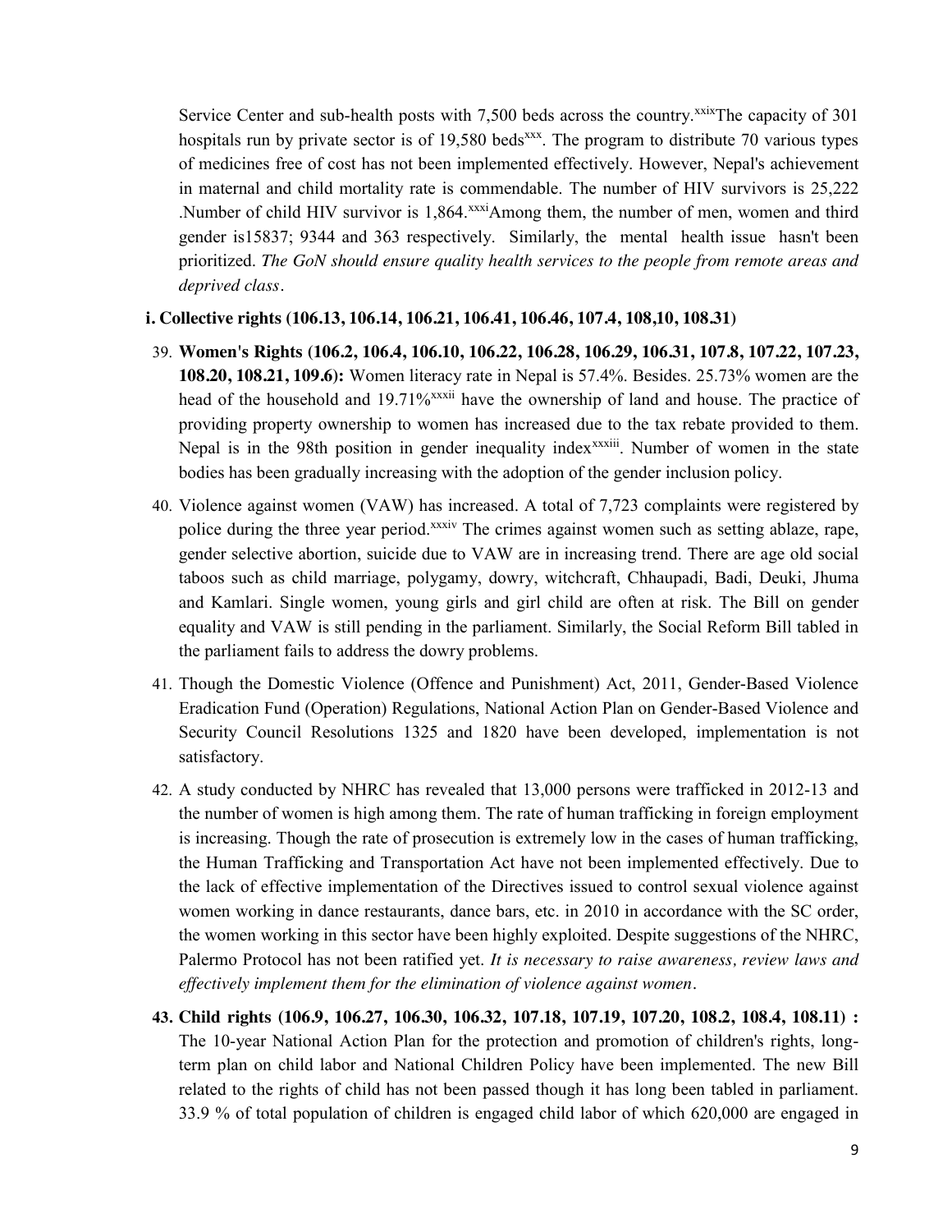Service Center and sub-health posts with 7,500 beds across the country.[xxix]The capacity of 301 hospitals run by private sector is of 19,580 beds[xxx]. The program to distribute 70 various types of medicines free of cost has not been implemented effectively. However, Nepal's achievement in maternal and child mortality rate is commendable. The number of HIV survivors is 25,222 .Number of child HIV survivor is 1,864.[xxxi]Among them, the number of men, women and third gender is15837; 9344 and 363 respectively. Similarly, the mental health issue hasn't been prioritized. *The GoN should ensure quality health services to the people from remote areas and deprived class*.

**i. Collective rights (106.13, 106.14, 106.21, 106.41, 106.46, 107.4, 108,10, 108.31)**

39. **Women's Rights (106.2, 106.4, 106.10, 106.22, 106.28, 106.29, 106.31, 107.8, 107.22, 107.23, 108.20, 108.21, 109.6):** Women literacy rate in Nepal is 57.4%. Besides. 25.73% women are the head of the household and 19.71%[xxxii] have the ownership of land and house. The practice of providing property ownership to women has increased due to the tax rebate provided to them. Nepal is in the 98th position in gender inequality index[xxxiii]. Number of women in the state bodies has been gradually increasing with the adoption of the gender inclusion policy.

40. Violence against women (VAW) has increased. A total of 7,723 complaints were registered by police during the three year period.[xxxiv] The crimes against women such as setting ablaze, rape, gender selective abortion, suicide due to VAW are in increasing trend. There are age old social taboos such as child marriage, polygamy, dowry, witchcraft, Chhaupadi, Badi, Deuki, Jhuma and Kamlari. Single women, young girls and girl child are often at risk. The Bill on gender equality and VAW is still pending in the parliament. Similarly, the Social Reform Bill tabled in the parliament fails to address the dowry problems.

41. Though the Domestic Violence (Offence and Punishment) Act, 2011, Gender-Based Violence Eradication Fund (Operation) Regulations, National Action Plan on Gender-Based Violence and Security Council Resolutions 1325 and 1820 have been developed, implementation is not satisfactory.

42. A study conducted by NHRC has revealed that 13,000 persons were trafficked in 2012-13 and the number of women is high among them. The rate of human trafficking in foreign employment is increasing. Though the rate of prosecution is extremely low in the cases of human trafficking, the Human Trafficking and Transportation Act have not been implemented effectively. Due to the lack of effective implementation of the Directives issued to control sexual violence against women working in dance restaurants, dance bars, etc. in 2010 in accordance with the SC order, the women working in this sector have been highly exploited. Despite suggestions of the NHRC, Palermo Protocol has not been ratified yet. *It is necessary to raise awareness, review laws and effectively implement them for the elimination of violence against women*.

43. **Child rights (106.9, 106.27, 106.30, 106.32, 107.18, 107.19, 107.20, 108.2, 108.4, 108.11) :** The 10-year National Action Plan for the protection and promotion of children's rights, long-term plan on child labor and National Children Policy have been implemented. The new Bill related to the rights of child has not been passed though it has long been tabled in parliament. 33.9 % of total population of children is engaged child labor of which 620,000 are engaged in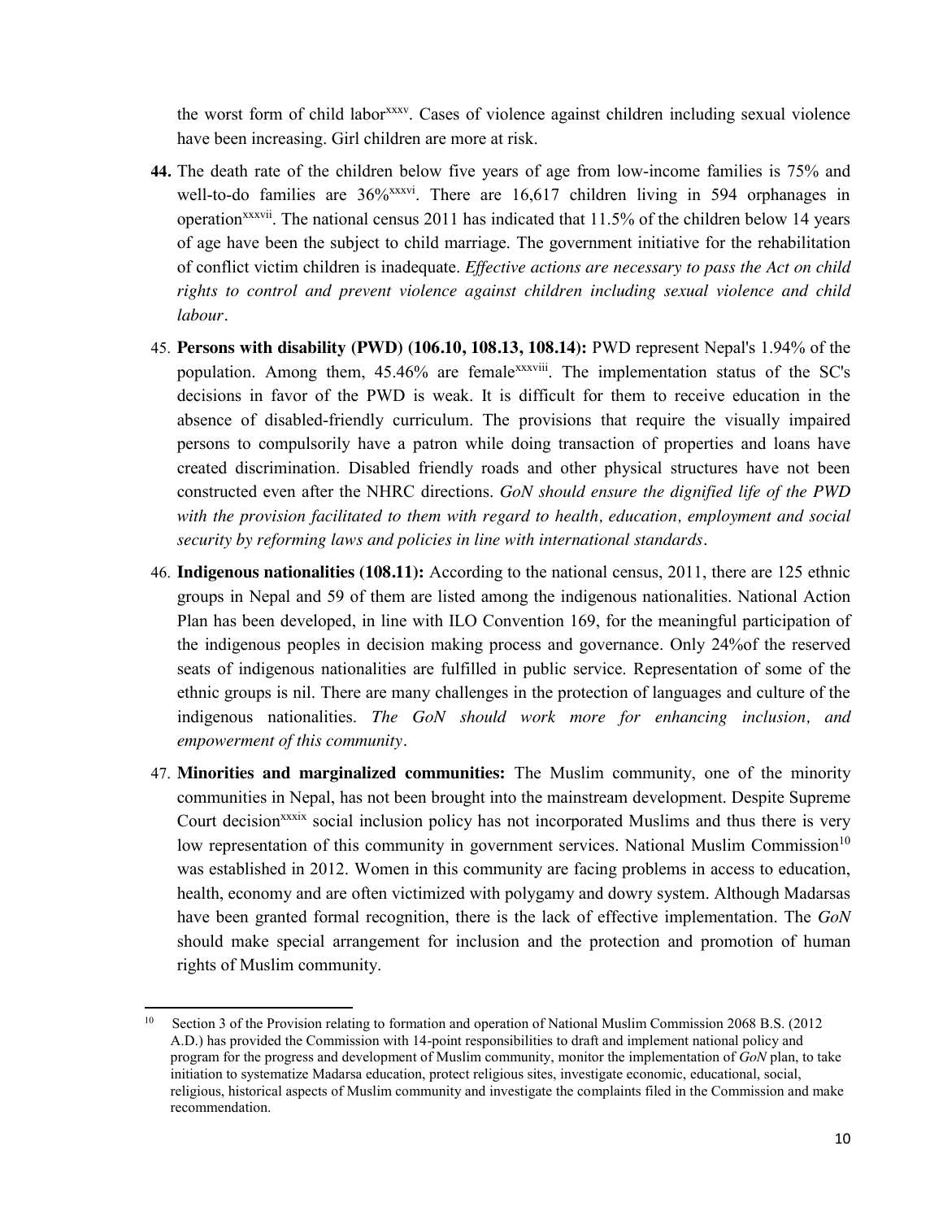the worst form of child labor[xxxv]. Cases of violence against children including sexual violence have been increasing. Girl children are more at risk.

**44.** The death rate of the children below five years of age from low-income families is 75% and well-to-do families are 36%[xxxvi]. There are 16,617 children living in 594 orphanages in operation[xxxvii]. The national census 2011 has indicated that 11.5% of the children below 14 years of age have been the subject to child marriage. The government initiative for the rehabilitation of conflict victim children is inadequate. *Effective actions are necessary to pass the Act on child rights to control and prevent violence against children including sexual violence and child labour*.

45. **Persons with disability (PWD) (106.10, 108.13, 108.14):** PWD represent Nepal's 1.94% of the population. Among them, 45.46% are female[xxxviii]. The implementation status of the SC's decisions in favor of the PWD is weak. It is difficult for them to receive education in the absence of disabled-friendly curriculum. The provisions that require the visually impaired persons to compulsorily have a patron while doing transaction of properties and loans have created discrimination. Disabled friendly roads and other physical structures have not been constructed even after the NHRC directions. *GoN should ensure the dignified life of the PWD with the provision facilitated to them with regard to health, education, employment and social security by reforming laws and policies in line with international standards*.

46. **Indigenous nationalities (108.11):** According to the national census, 2011, there are 125 ethnic groups in Nepal and 59 of them are listed among the indigenous nationalities. National Action Plan has been developed, in line with ILO Convention 169, for the meaningful participation of the indigenous peoples in decision making process and governance. Only 24%of the reserved seats of indigenous nationalities are fulfilled in public service. Representation of some of the ethnic groups is nil. There are many challenges in the protection of languages and culture of the indigenous nationalities. *The GoN should work more for enhancing inclusion, and empowerment of this community*.

47. **Minorities and marginalized communities:** The Muslim community, one of the minority communities in Nepal, has not been brought into the mainstream development. Despite Supreme Court decision[xxxix] social inclusion policy has not incorporated Muslims and thus there is very low representation of this community in government services. National Muslim Commission[10] was established in 2012. Women in this community are facing problems in access to education, health, economy and are often victimized with polygamy and dowry system. Although Madarsas have been granted formal recognition, there is the lack of effective implementation. The *GoN* should make special arrangement for inclusion and the protection and promotion of human rights of Muslim community.

---

[10] Section 3 of the Provision relating to formation and operation of National Muslim Commission 2068 B.S. (2012 A.D.) has provided the Commission with 14-point responsibilities to draft and implement national policy and program for the progress and development of Muslim community, monitor the implementation of *GoN* plan, to take initiation to systematize Madarsa education, protect religious sites, investigate economic, educational, social, religious, historical aspects of Muslim community and investigate the complaints filed in the Commission and make recommendation.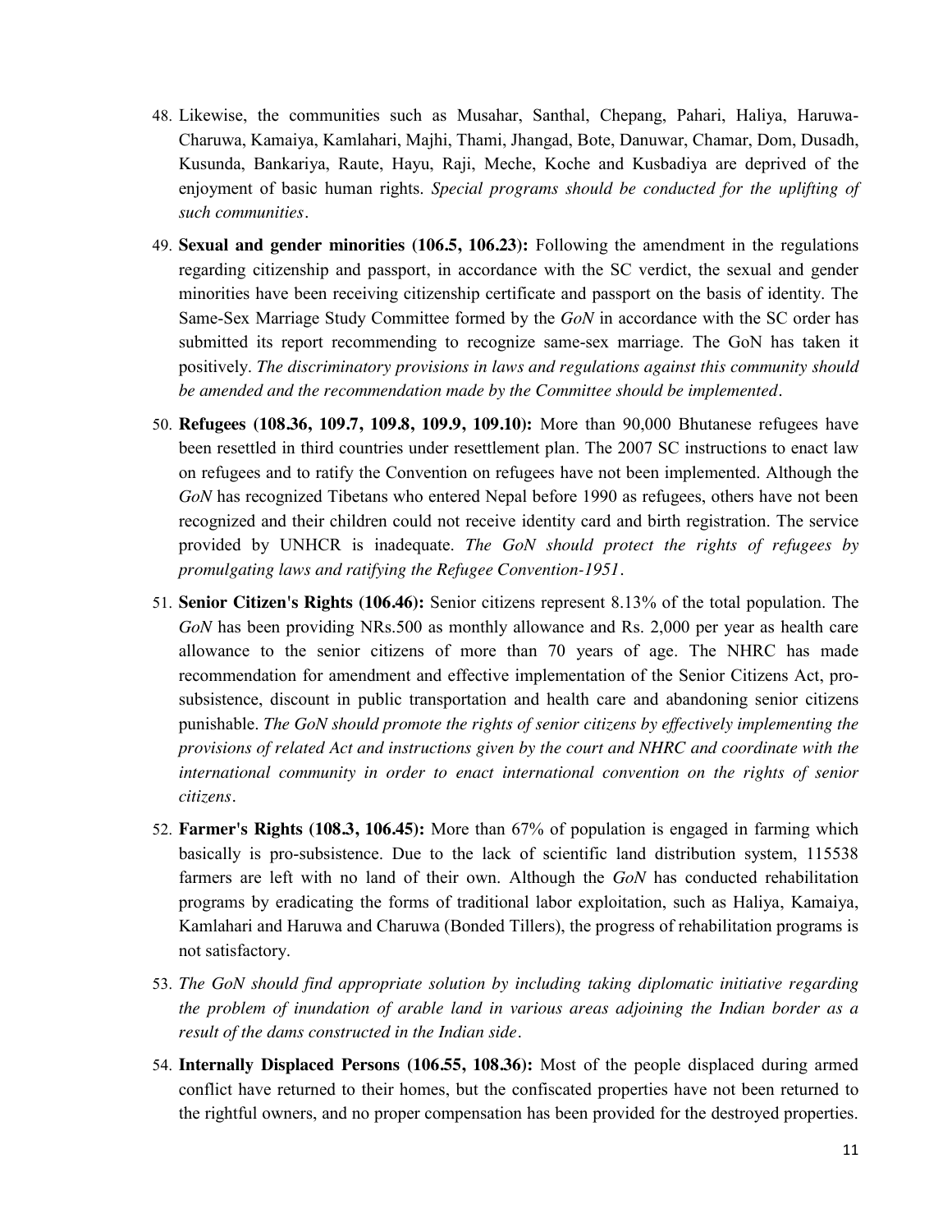48. Likewise, the communities such as Musahar, Santhal, Chepang, Pahari, Haliya, Haruwa-Charuwa, Kamaiya, Kamlahari, Majhi, Thami, Jhangad, Bote, Danuwar, Chamar, Dom, Dusadh, Kusunda, Bankariya, Raute, Hayu, Raji, Meche, Koche and Kusbadiya are deprived of the enjoyment of basic human rights. *Special programs should be conducted for the uplifting of such communities*.

49. **Sexual and gender minorities (106.5, 106.23):** Following the amendment in the regulations regarding citizenship and passport, in accordance with the SC verdict, the sexual and gender minorities have been receiving citizenship certificate and passport on the basis of identity. The Same-Sex Marriage Study Committee formed by the *GoN* in accordance with the SC order has submitted its report recommending to recognize same-sex marriage. The GoN has taken it positively. *The discriminatory provisions in laws and regulations against this community should be amended and the recommendation made by the Committee should be implemented*.

50. **Refugees (108.36, 109.7, 109.8, 109.9, 109.10):** More than 90,000 Bhutanese refugees have been resettled in third countries under resettlement plan. The 2007 SC instructions to enact law on refugees and to ratify the Convention on refugees have not been implemented. Although the *GoN* has recognized Tibetans who entered Nepal before 1990 as refugees, others have not been recognized and their children could not receive identity card and birth registration. The service provided by UNHCR is inadequate. *The GoN should protect the rights of refugees by promulgating laws and ratifying the Refugee Convention-1951*.

51. **Senior Citizen's Rights (106.46):** Senior citizens represent 8.13% of the total population. The *GoN* has been providing NRs.500 as monthly allowance and Rs. 2,000 per year as health care allowance to the senior citizens of more than 70 years of age. The NHRC has made recommendation for amendment and effective implementation of the Senior Citizens Act, pro-subsistence, discount in public transportation and health care and abandoning senior citizens punishable. *The GoN should promote the rights of senior citizens by effectively implementing the provisions of related Act and instructions given by the court and NHRC and coordinate with the international community in order to enact international convention on the rights of senior citizens*.

52. **Farmer's Rights (108.3, 106.45):** More than 67% of population is engaged in farming which basically is pro-subsistence. Due to the lack of scientific land distribution system, 115538 farmers are left with no land of their own. Although the *GoN* has conducted rehabilitation programs by eradicating the forms of traditional labor exploitation, such as Haliya, Kamaiya, Kamlahari and Haruwa and Charuwa (Bonded Tillers), the progress of rehabilitation programs is not satisfactory.

53. *The GoN should find appropriate solution by including taking diplomatic initiative regarding the problem of inundation of arable land in various areas adjoining the Indian border as a result of the dams constructed in the Indian side*.

54. **Internally Displaced Persons (106.55, 108.36):** Most of the people displaced during armed conflict have returned to their homes, but the confiscated properties have not been returned to the rightful owners, and no proper compensation has been provided for the destroyed properties.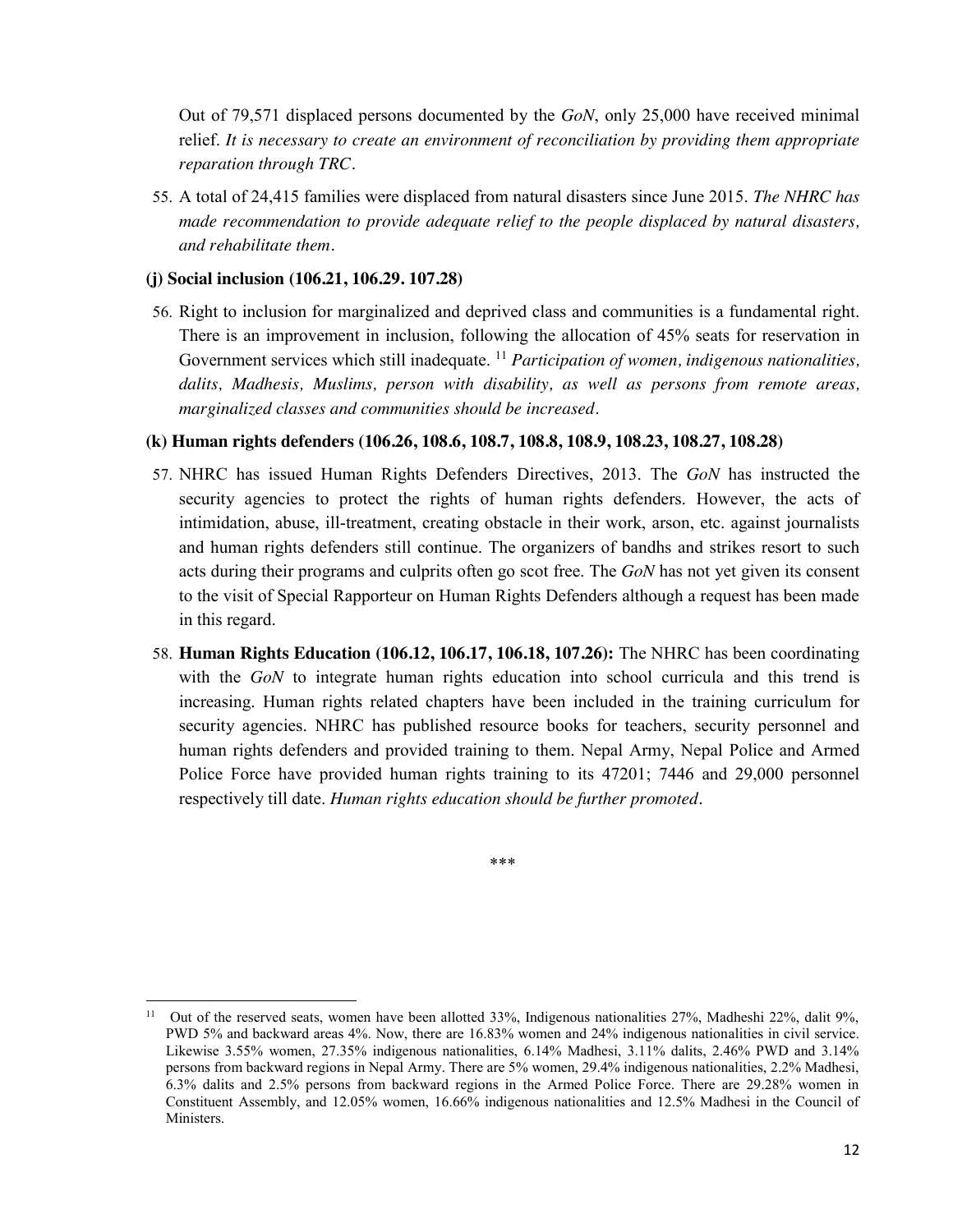Out of 79,571 displaced persons documented by the *GoN*, only 25,000 have received minimal relief. *It is necessary to create an environment of reconciliation by providing them appropriate reparation through TRC*.

55. A total of 24,415 families were displaced from natural disasters since June 2015. *The NHRC has made recommendation to provide adequate relief to the people displaced by natural disasters, and rehabilitate them*.

**(j) Social inclusion (106.21, 106.29. 107.28)**

56. Right to inclusion for marginalized and deprived class and communities is a fundamental right. There is an improvement in inclusion, following the allocation of 45% seats for reservation in Government services which still inadequate. [11] *Participation of women, indigenous nationalities, dalits, Madhesis, Muslims, person with disability, as well as persons from remote areas, marginalized classes and communities should be increased*.

**(k) Human rights defenders (106.26, 108.6, 108.7, 108.8, 108.9, 108.23, 108.27, 108.28)**

57. NHRC has issued Human Rights Defenders Directives, 2013. The *GoN* has instructed the security agencies to protect the rights of human rights defenders. However, the acts of intimidation, abuse, ill-treatment, creating obstacle in their work, arson, etc. against journalists and human rights defenders still continue. The organizers of bandhs and strikes resort to such acts during their programs and culprits often go scot free. The *GoN* has not yet given its consent to the visit of Special Rapporteur on Human Rights Defenders although a request has been made in this regard.

58. **Human Rights Education (106.12, 106.17, 106.18, 107.26):** The NHRC has been coordinating with the *GoN* to integrate human rights education into school curricula and this trend is increasing. Human rights related chapters have been included in the training curriculum for security agencies. NHRC has published resource books for teachers, security personnel and human rights defenders and provided training to them. Nepal Army, Nepal Police and Armed Police Force have provided human rights training to its 47201; 7446 and 29,000 personnel respectively till date. *Human rights education should be further promoted*.

\*\*\*

---

[11] Out of the reserved seats, women have been allotted 33%, Indigenous nationalities 27%, Madheshi 22%, dalit 9%, PWD 5% and backward areas 4%. Now, there are 16.83% women and 24% indigenous nationalities in civil service. Likewise 3.55% women, 27.35% indigenous nationalities, 6.14% Madhesi, 3.11% dalits, 2.46% PWD and 3.14% persons from backward regions in Nepal Army. There are 5% women, 29.4% indigenous nationalities, 2.2% Madhesi, 6.3% dalits and 2.5% persons from backward regions in the Armed Police Force. There are 29.28% women in Constituent Assembly, and 12.05% women, 16.66% indigenous nationalities and 12.5% Madhesi in the Council of Ministers.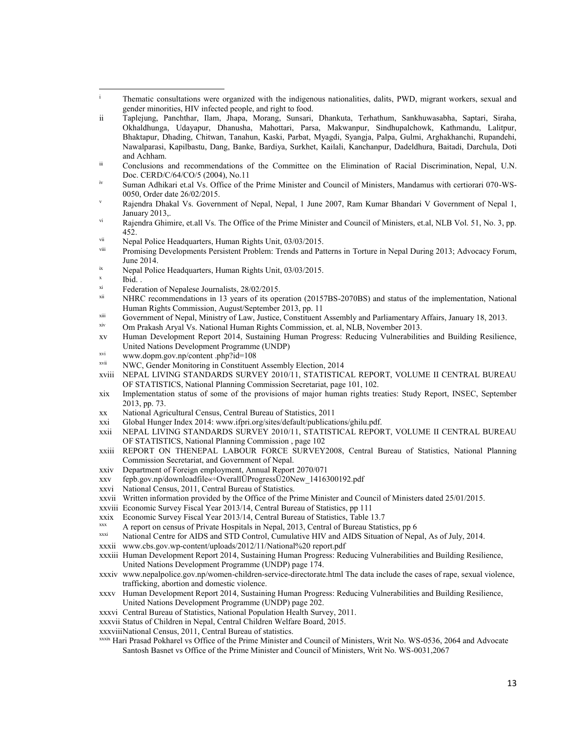---

i Thematic consultations were organized with the indigenous nationalities, dalits, PWD, migrant workers, sexual and gender minorities, HIV infected people, and right to food.

ii Taplejung, Panchthar, Ilam, Jhapa, Morang, Sunsari, Dhankuta, Terhathum, Sankhuwasabha, Saptari, Siraha, Okhaldhunga, Udayapur, Dhanusha, Mahottari, Parsa, Makwanpur, Sindhupalchowk, Kathmandu, Lalitpur, Bhaktapur, Dhading, Chitwan, Tanahun, Kaski, Parbat, Myagdi, Syangja, Palpa, Gulmi, Arghakhanchi, Rupandehi, Nawalparasi, Kapilbastu, Dang, Banke, Bardiya, Surkhet, Kailali, Kanchanpur, Dadeldhura, Baitadi, Darchula, Doti and Achham.

iii Conclusions and recommendations of the Committee on the Elimination of Racial Discrimination, Nepal, U.N. Doc. CERD/C/64/CO/5 (2004), No.11

iv Suman Adhikari et.al Vs. Office of the Prime Minister and Council of Ministers, Mandamus with certiorari 070-WS-0050, Order date 26/02/2015.

v Rajendra Dhakal Vs. Government of Nepal, Nepal, 1 June 2007, Ram Kumar Bhandari V Government of Nepal 1, January 2013,.

vi Rajendra Ghimire, et.all Vs. The Office of the Prime Minister and Council of Ministers, et.al, NLB Vol. 51, No. 3, pp. 452.

vii Nepal Police Headquarters, Human Rights Unit, 03/03/2015.

viii Promising Developments Persistent Problem: Trends and Patterns in Torture in Nepal During 2013; Advocacy Forum, June 2014.

ix Nepal Police Headquarters, Human Rights Unit, 03/03/2015.

x Ibid. .

xi Federation of Nepalese Journalists, 28/02/2015.

xii NHRC recommendations in 13 years of its operation (20157BS-2070BS) and status of the implementation, National Human Rights Commission, August/September 2013, pp. 11

xiii Government of Nepal, Ministry of Law, Justice, Constituent Assembly and Parliamentary Affairs, January 18, 2013.

xiv Om Prakash Aryal Vs. National Human Rights Commission, et. al, NLB, November 2013.

xv Human Development Report 2014, Sustaining Human Progress: Reducing Vulnerabilities and Building Resilience, United Nations Development Programme (UNDP)

xvi www.dopm.gov.np/content .php?id=108

xvii NWC, Gender Monitoring in Constituent Assembly Election, 2014

xviii NEPAL LIVING STANDARDS SURVEY 2010/11, STATISTICAL REPORT, VOLUME II CENTRAL BUREAU OF STATISTICS, National Planning Commission Secretariat, page 101, 102.

xix Implementation status of some of the provisions of major human rights treaties: Study Report, INSEC, September 2013, pp. 73.

xx National Agricultural Census, Central Bureau of Statistics, 2011

xxi Global Hunger Index 2014: www.ifpri.org/sites/default/publications/ghilu.pdf.

xxii NEPAL LIVING STANDARDS SURVEY 2010/11, STATISTICAL REPORT, VOLUME II CENTRAL BUREAU OF STATISTICS, National Planning Commission , page 102

xxiii REPORT ON THENEPAL LABOUR FORCE SURVEY2008, Central Bureau of Statistics, National Planning Commission Secretariat, and Government of Nepal.

xxiv Department of Foreign employment, Annual Report 2070/071

xxv fepb.gov.np/downloadfile«÷OverallÜProgressÜ20New_1416300192.pdf

xxvi National Census, 2011, Central Bureau of Statistics.

xxvii Written information provided by the Office of the Prime Minister and Council of Ministers dated 25/01/2015.

xxviii Economic Survey Fiscal Year 2013/14, Central Bureau of Statistics, pp 111

xxix Economic Survey Fiscal Year 2013/14, Central Bureau of Statistics, Table 13.7

xxx A report on census of Private Hospitals in Nepal, 2013, Central of Bureau Statistics, pp 6

xxxi National Centre for AIDS and STD Control, Cumulative HIV and AIDS Situation of Nepal, As of July, 2014.

xxxii www.cbs.gov.wp-content/uploads/2012/11/National%20 report.pdf

xxxiii Human Development Report 2014, Sustaining Human Progress: Reducing Vulnerabilities and Building Resilience, United Nations Development Programme (UNDP) page 174.

xxxiv www.nepalpolice.gov.np/women-children-service-directorate.html The data include the cases of rape, sexual violence, trafficking, abortion and domestic violence.

xxxv Human Development Report 2014, Sustaining Human Progress: Reducing Vulnerabilities and Building Resilience, United Nations Development Programme (UNDP) page 202.

xxxvi Central Bureau of Statistics, National Population Health Survey, 2011.

xxxvii Status of Children in Nepal, Central Children Welfare Board, 2015.

xxxviii National Census, 2011, Central Bureau of statistics.

xxxix Hari Prasad Pokharel vs Office of the Prime Minister and Council of Ministers, Writ No. WS-0536, 2064 and Advocate Santosh Basnet vs Office of the Prime Minister and Council of Ministers, Writ No. WS-0031,2067